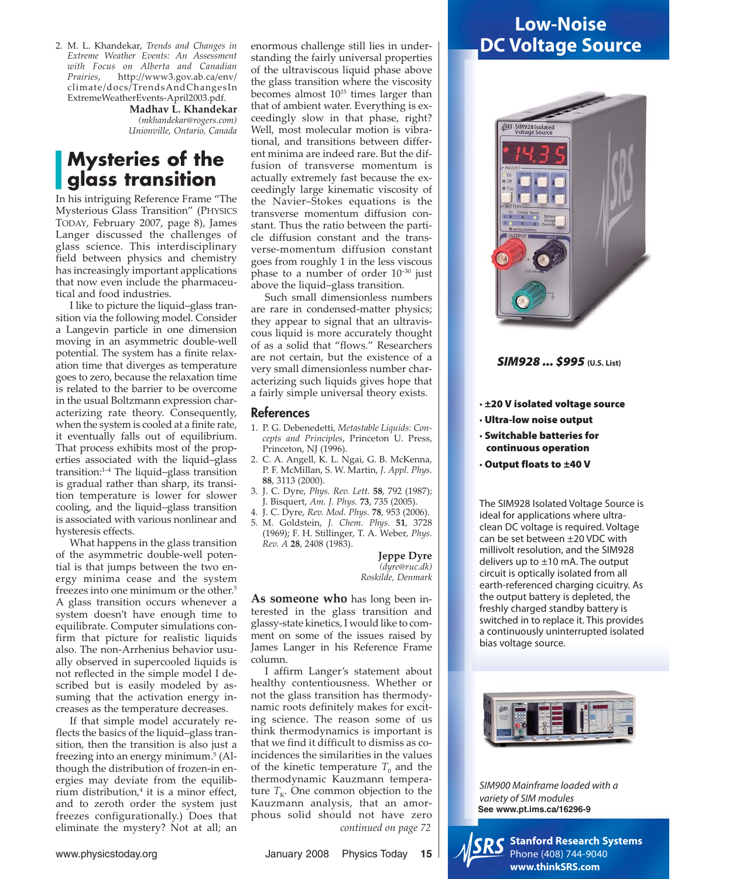2. M. L. Khandekar, *Trends and Changes in Extreme Weather Events: An Assessment with Focus on Alberta and Canadian Prairies*, http://www3.gov.ab.ca/env/climate/docs/TrendsAndChangesInExtremeWeatherEvents-April2003.pdf.

**Madhav L. Khandekar**
*(mkhandekar@rogers.com)*
*Unionville, Ontario, Canada*

## Mysteries of the glass transition

In his intriguing Reference Frame "The Mysterious Glass Transition" (PHYSICS TODAY, February 2007, page 8), James Langer discussed the challenges of glass science. This interdisciplinary field between physics and chemistry has increasingly important applications that now even include the pharmaceutical and food industries.

I like to picture the liquid–glass transition via the following model. Consider a Langevin particle in one dimension moving in an asymmetric double-well potential. The system has a finite relaxation time that diverges as temperature goes to zero, because the relaxation time is related to the barrier to be overcome in the usual Boltzmann expression characterizing rate theory. Consequently, when the system is cooled at a finite rate, it eventually falls out of equilibrium. That process exhibits most of the properties associated with the liquid–glass transition:[1–4] The liquid–glass transition is gradual rather than sharp, its transition temperature is lower for slower cooling, and the liquid–glass transition is associated with various nonlinear and hysteresis effects.

What happens in the glass transition of the asymmetric double-well potential is that jumps between the two energy minima cease and the system freezes into one minimum or the other.[5] A glass transition occurs whenever a system doesn't have enough time to equilibrate. Computer simulations confirm that picture for realistic liquids also. The non-Arrhenius behavior usually observed in supercooled liquids is not reflected in the simple model I described but is easily modeled by assuming that the activation energy increases as the temperature decreases.

If that simple model accurately reflects the basics of the liquid–glass transition, then the transition is also just a freezing into an energy minimum.[5] (Although the distribution of frozen-in energies may deviate from the equilibrium distribution,[4] it is a minor effect, and to zeroth order the system just freezes configurationally.) Does that eliminate the mystery? Not at all; an enormous challenge still lies in understanding the fairly universal properties of the ultraviscous liquid phase above the glass transition where the viscosity becomes almost $10^{15}$ times larger than that of ambient water. Everything is exceedingly slow in that phase, right? Well, most molecular motion is vibrational, and transitions between different minima are indeed rare. But the diffusion of transverse momentum is actually extremely fast because the exceedingly large kinematic viscosity of the Navier–Stokes equations is the transverse momentum diffusion constant. Thus the ratio between the particle diffusion constant and the transverse-momentum diffusion constant goes from roughly 1 in the less viscous phase to a number of order $10^{-30}$ just above the liquid–glass transition.

Such small dimensionless numbers are rare in condensed-matter physics; they appear to signal that an ultraviscous liquid is more accurately thought of as a solid that "flows." Researchers are not certain, but the existence of a very small dimensionless number characterizing such liquids gives hope that a fairly simple universal theory exists.

### References

1. P. G. Debenedetti, *Metastable Liquids: Concepts and Principles*, Princeton U. Press, Princeton, NJ (1996).
2. C. A. Angell, K. L. Ngai, G. B. McKenna, P. F. McMillan, S. W. Martin, *J. Appl. Phys.* **88**, 3113 (2000).
3. J. C. Dyre, *Phys. Rev. Lett.* **58**, 792 (1987); J. Bisquert, *Am. J. Phys.* **73**, 735 (2005).
4. J. C. Dyre, *Rev. Mod. Phys.* **78**, 953 (2006).
5. M. Goldstein, *J. Chem. Phys.* **51**, 3728 (1969); F. H. Stillinger, T. A. Weber, *Phys. Rev. A* **28**, 2408 (1983).

**Jeppe Dyre**
*(dyre@ruc.dk)*
*Roskilde, Denmark*

**As someone who** has long been interested in the glass transition and glassy-state kinetics, I would like to comment on some of the issues raised by James Langer in his Reference Frame column.

I affirm Langer's statement about healthy contentiousness. Whether or not the glass transition has thermodynamic roots definitely makes for exciting science. The reason some of us think thermodynamics is important is that we find it difficult to dismiss as coincidences the similarities in the values of the kinetic temperature $T_0$ and the thermodynamic Kauzmann temperature $T_K$. One common objection to the Kauzmann analysis, that an amorphous solid should not have zero

*continued on page 72*

## Low-Noise DC Voltage Source

***SIM928 ... $995*** **(U.S. List)**

- **±20 V isolated voltage source**
- **Ultra-low noise output**
- **Switchable batteries for continuous operation**
- **Output floats to ±40 V**

The SIM928 Isolated Voltage Source is ideal for applications where ultra-clean DC voltage is required. Voltage can be set between ±20 VDC with millivolt resolution, and the SIM928 delivers up to ±10 mA. The output circuit is optically isolated from all earth-referenced charging cicuitry. As the output battery is depleted, the freshly charged standby battery is switched in to replace it. This provides a continuously uninterrupted isolated bias voltage source.

*SIM900 Mainframe loaded with a variety of SIM modules*
**See www.pt.ims.ca/16296-9**

**Stanford Research Systems**
Phone (408) 744-9040
**www.thinkSRS.com**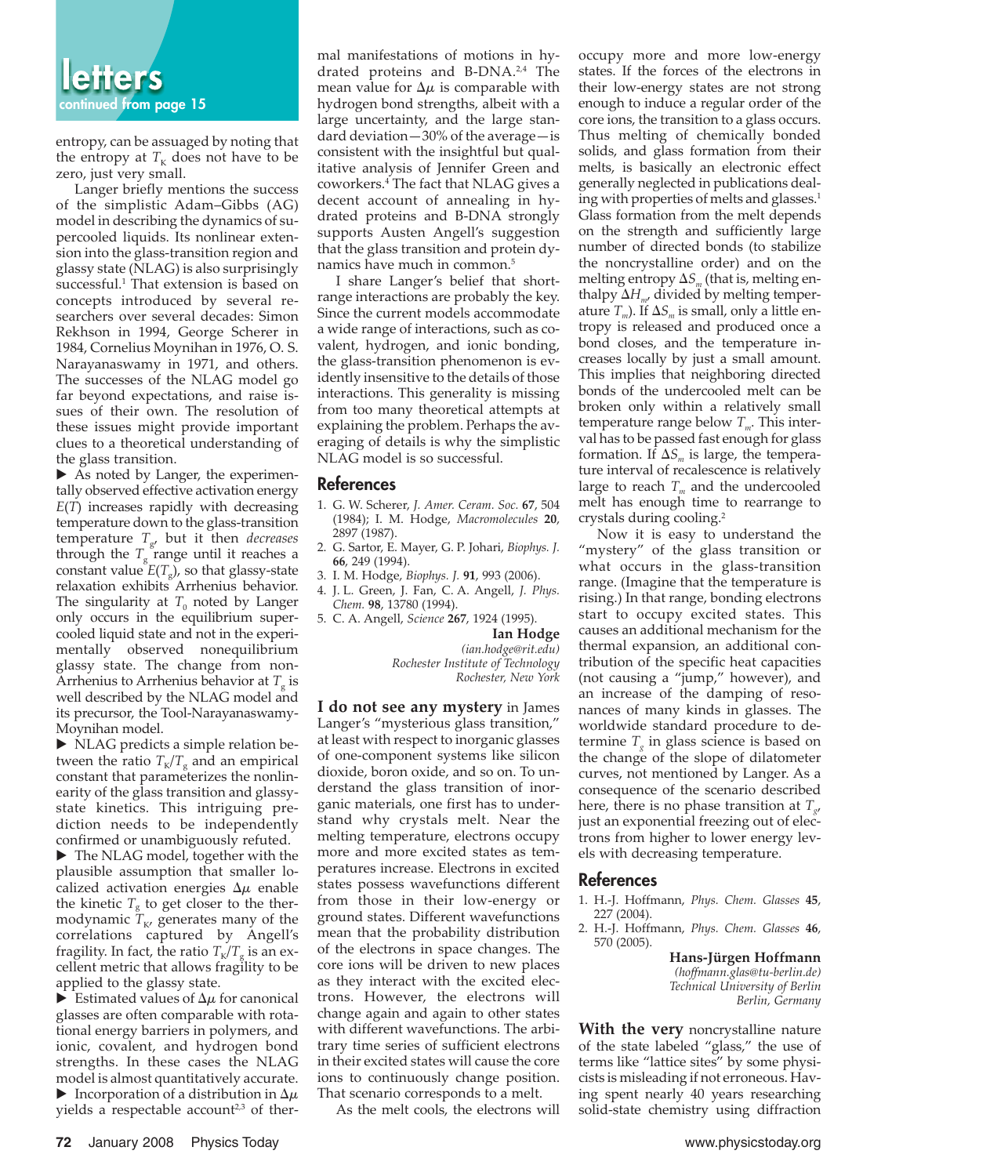entropy, can be assuaged by noting that the entropy at $T_K$ does not have to be zero, just very small.

Langer briefly mentions the success of the simplistic Adam–Gibbs (AG) model in describing the dynamics of supercooled liquids. Its nonlinear extension into the glass-transition region and glassy state (NLAG) is also surprisingly successful.[1] That extension is based on concepts introduced by several researchers over several decades: Simon Rekhson in 1994, George Scherer in 1984, Cornelius Moynihan in 1976, O. S. Narayanaswamy in 1971, and others. The successes of the NLAG model go far beyond expectations, and raise issues of their own. The resolution of these issues might provide important clues to a theoretical understanding of the glass transition.

▶ As noted by Langer, the experimentally observed effective activation energy $E(T)$ increases rapidly with decreasing temperature down to the glass-transition temperature $T_g$, but it then *decreases* through the $T_g$ range until it reaches a constant value $E(T_g)$, so that glassy-state relaxation exhibits Arrhenius behavior. The singularity at $T_0$ noted by Langer only occurs in the equilibrium supercooled liquid state and not in the experimentally observed nonequilibrium glassy state. The change from non-Arrhenius to Arrhenius behavior at $T_g$ is well described by the NLAG model and its precursor, the Tool-Narayanaswamy-Moynihan model.

▶ NLAG predicts a simple relation between the ratio $T_K/T_g$ and an empirical constant that parameterizes the nonlinearity of the glass transition and glassy-state kinetics. This intriguing prediction needs to be independently confirmed or unambiguously refuted.

▶ The NLAG model, together with the plausible assumption that smaller localized activation energies $\Delta\mu$ enable the kinetic $T_g$ to get closer to the thermodynamic $T_K$, generates many of the correlations captured by Angell's fragility. In fact, the ratio $T_K/T_g$ is an excellent metric that allows fragility to be applied to the glassy state.

▶ Estimated values of $\Delta\mu$ for canonical glasses are often comparable with rotational energy barriers in polymers, and ionic, covalent, and hydrogen bond strengths. In these cases the NLAG model is almost quantitatively accurate.

▶ Incorporation of a distribution in $\Delta\mu$ yields a respectable account[2,3] of thermal manifestations of motions in hydrated proteins and B-DNA.[2,4] The mean value for $\Delta\mu$ is comparable with hydrogen bond strengths, albeit with a large uncertainty, and the large standard deviation—30% of the average—is consistent with the insightful but qualitative analysis of Jennifer Green and coworkers.[4] The fact that NLAG gives a decent account of annealing in hydrated proteins and B-DNA strongly supports Austen Angell's suggestion that the glass transition and protein dynamics have much in common.[5]

I share Langer's belief that short-range interactions are probably the key. Since the current models accommodate a wide range of interactions, such as covalent, hydrogen, and ionic bonding, the glass-transition phenomenon is evidently insensitive to the details of those interactions. This generality is missing from too many theoretical attempts at explaining the problem. Perhaps the averaging of details is why the simplistic NLAG model is so successful.

## References

1. G. W. Scherer, *J. Amer. Ceram. Soc.* **67**, 504 (1984); I. M. Hodge, *Macromolecules* **20**, 2897 (1987).
2. G. Sartor, E. Mayer, G. P. Johari, *Biophys. J.* **66**, 249 (1994).
3. I. M. Hodge, *Biophys. J.* **91**, 993 (2006).
4. J. L. Green, J. Fan, C. A. Angell, *J. Phys. Chem.* **98**, 13780 (1994).
5. C. A. Angell, *Science* **267**, 1924 (1995).

**Ian Hodge**
*(ian.hodge@rit.edu)*
*Rochester Institute of Technology*
*Rochester, New York*

**I do not see any mystery** in James Langer's "mysterious glass transition," at least with respect to inorganic glasses of one-component systems like silicon dioxide, boron oxide, and so on. To understand the glass transition of inorganic materials, one first has to understand why crystals melt. Near the melting temperature, electrons occupy more and more excited states as temperatures increase. Electrons in excited states possess wavefunctions different from those in their low-energy or ground states. Different wavefunctions mean that the probability distribution of the electrons in space changes. The core ions will be driven to new places as they interact with the excited electrons. However, the electrons will change again and again to other states with different wavefunctions. The arbitrary time series of sufficient electrons in their excited states will cause the core ions to continuously change position. That scenario corresponds to a melt.

As the melt cools, the electrons will occupy more and more low-energy states. If the forces of the electrons in their low-energy states are not strong enough to induce a regular order of the core ions, the transition to a glass occurs. Thus melting of chemically bonded solids, and glass formation from their melts, is basically an electronic effect generally neglected in publications dealing with properties of melts and glasses.[1] Glass formation from the melt depends on the strength and sufficiently large number of directed bonds (to stabilize the noncrystalline order) and on the melting entropy $\Delta S_m$ (that is, melting enthalpy $\Delta H_m$, divided by melting temperature $T_m$). If $\Delta S_m$ is small, only a little entropy is released and produced once a bond closes, and the temperature increases locally by just a small amount. This implies that neighboring directed bonds of the undercooled melt can be broken only within a relatively small temperature range below $T_m$. This interval has to be passed fast enough for glass formation. If $\Delta S_m$ is large, the temperature interval of recalescence is relatively large to reach $T_m$ and the undercooled melt has enough time to rearrange to crystals during cooling.[2]

Now it is easy to understand the "mystery" of the glass transition or what occurs in the glass-transition range. (Imagine that the temperature is rising.) In that range, bonding electrons start to occupy excited states. This causes an additional mechanism for the thermal expansion, an additional contribution of the specific heat capacities (not causing a "jump," however), and an increase of the damping of resonances of many kinds in glasses. The worldwide standard procedure to determine $T_g$ in glass science is based on the change of the slope of dilatometer curves, not mentioned by Langer. As a consequence of the scenario described here, there is no phase transition at $T_g$, just an exponential freezing out of electrons from higher to lower energy levels with decreasing temperature.

## References

1. H.-J. Hoffmann, *Phys. Chem. Glasses* **45**, 227 (2004).
2. H.-J. Hoffmann, *Phys. Chem. Glasses* **46**, 570 (2005).

**Hans-Jürgen Hoffmann**
*(hoffmann.glas@tu-berlin.de)*
*Technical University of Berlin*
*Berlin, Germany*

**With the very** noncrystalline nature of the state labeled "glass," the use of terms like "lattice sites" by some physicists is misleading if not erroneous. Having spent nearly 40 years researching solid-state chemistry using diffraction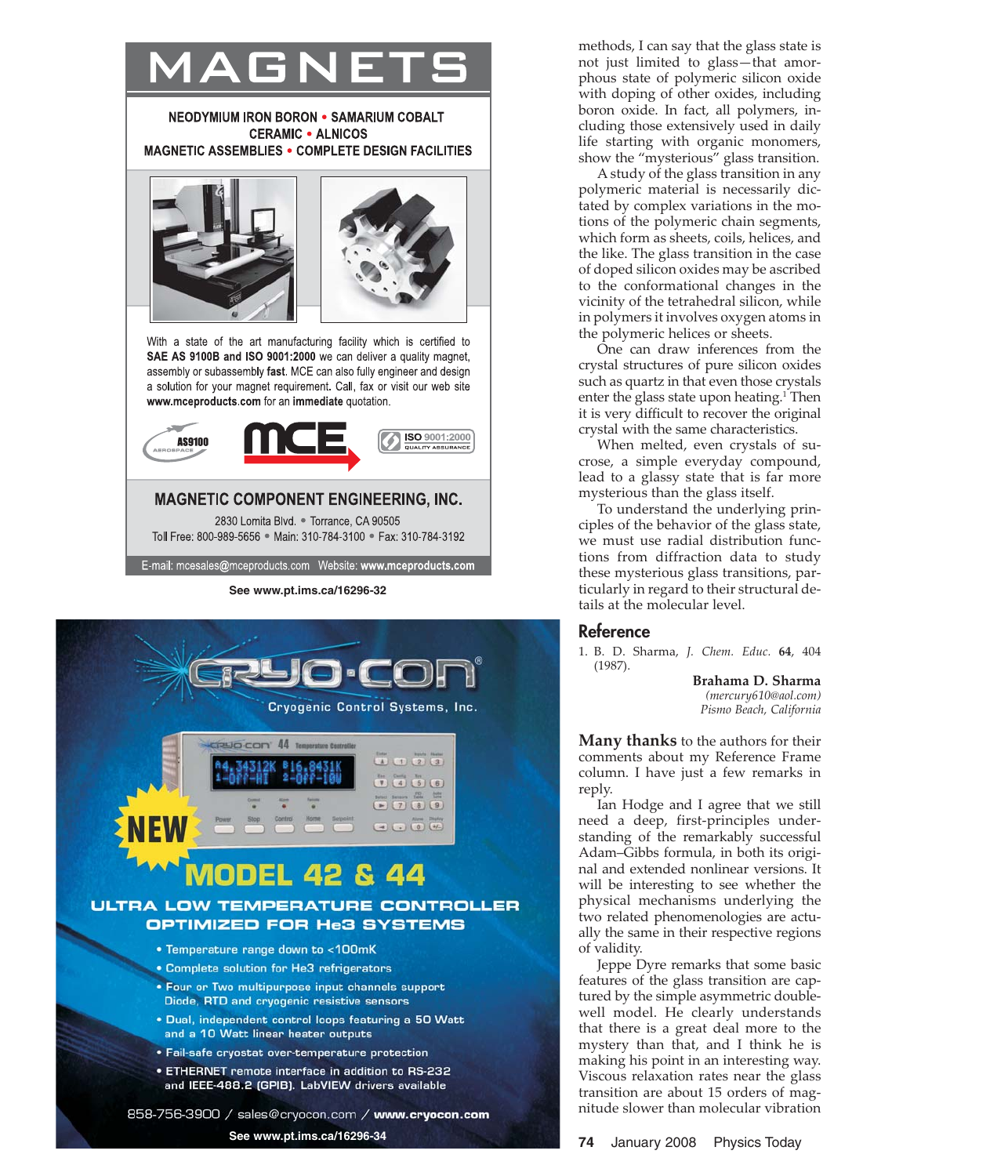# MAGNETS

NEODYMIUM IRON BORON • SAMARIUM COBALT
CERAMIC • ALNICOS
MAGNETIC ASSEMBLIES • COMPLETE DESIGN FACILITIES

With a state of the art manufacturing facility which is certified to **SAE AS 9100B and ISO 9001:2000** we can deliver a quality magnet, assembly or subassembly **fast**. MCE can also fully engineer and design a solution for your magnet requirement. Call, fax or visit our web site **www.mceproducts.com** for an **immediate** quotation.

AS9100 AEROSPACE | MCE | ISO 9001:2000 QUALITY ASSURANCE

**MAGNETIC COMPONENT ENGINEERING, INC.**

2830 Lomita Blvd. • Torrance, CA 90505
Toll Free: 800-989-5656 • Main: 310-784-3100 • Fax: 310-784-3192

E-mail: mcesales@mceproducts.com Website: **www.mceproducts.com**

**See www.pt.ims.ca/16296-32**

CRYO-CON®
Cryogenic Control Systems, Inc.

NEW

**MODEL 42 & 44**

**ULTRA LOW TEMPERATURE CONTROLLER OPTIMIZED FOR He3 SYSTEMS**

- Temperature range down to <100mK
- Complete solution for He3 refrigerators
- Four or Two multipurpose input channels support Diode, RTD and cryogenic resistive sensors
- Dual, independent control loops featuring a 50 Watt and a 10 Watt linear heater outputs
- Fail-safe cryostat over-temperature protection
- ETHERNET remote interface in addition to RS-232 and IEEE-488.2 (GPIB). LabVIEW drivers available

858-756-3900 / sales@cryocon.com / **www.cryocon.com**

**See www.pt.ims.ca/16296-34**

methods, I can say that the glass state is not just limited to glass—that amorphous state of polymeric silicon oxide with doping of other oxides, including boron oxide. In fact, all polymers, including those extensively used in daily life starting with organic monomers, show the "mysterious" glass transition.

A study of the glass transition in any polymeric material is necessarily dictated by complex variations in the motions of the polymeric chain segments, which form as sheets, coils, helices, and the like. The glass transition in the case of doped silicon oxides may be ascribed to the conformational changes in the vicinity of the tetrahedral silicon, while in polymers it involves oxygen atoms in the polymeric helices or sheets.

One can draw inferences from the crystal structures of pure silicon oxides such as quartz in that even those crystals enter the glass state upon heating.[1] Then it is very difficult to recover the original crystal with the same characteristics.

When melted, even crystals of sucrose, a simple everyday compound, lead to a glassy state that is far more mysterious than the glass itself.

To understand the underlying principles of the behavior of the glass state, we must use radial distribution functions from diffraction data to study these mysterious glass transitions, particularly in regard to their structural details at the molecular level.

## Reference

1. B. D. Sharma, *J. Chem. Educ.* **64**, 404 (1987).

**Brahama D. Sharma**
*(mercury610@aol.com)*
*Pismo Beach, California*

**Many thanks** to the authors for their comments about my Reference Frame column. I have just a few remarks in reply.

Ian Hodge and I agree that we still need a deep, first-principles understanding of the remarkably successful Adam–Gibbs formula, in both its original and extended nonlinear versions. It will be interesting to see whether the physical mechanisms underlying the two related phenomenologies are actually the same in their respective regions of validity.

Jeppe Dyre remarks that some basic features of the glass transition are captured by the simple asymmetric double-well model. He clearly understands that there is a great deal more to the mystery than that, and I think he is making his point in an interesting way. Viscous relaxation rates near the glass transition are about 15 orders of magnitude slower than molecular vibration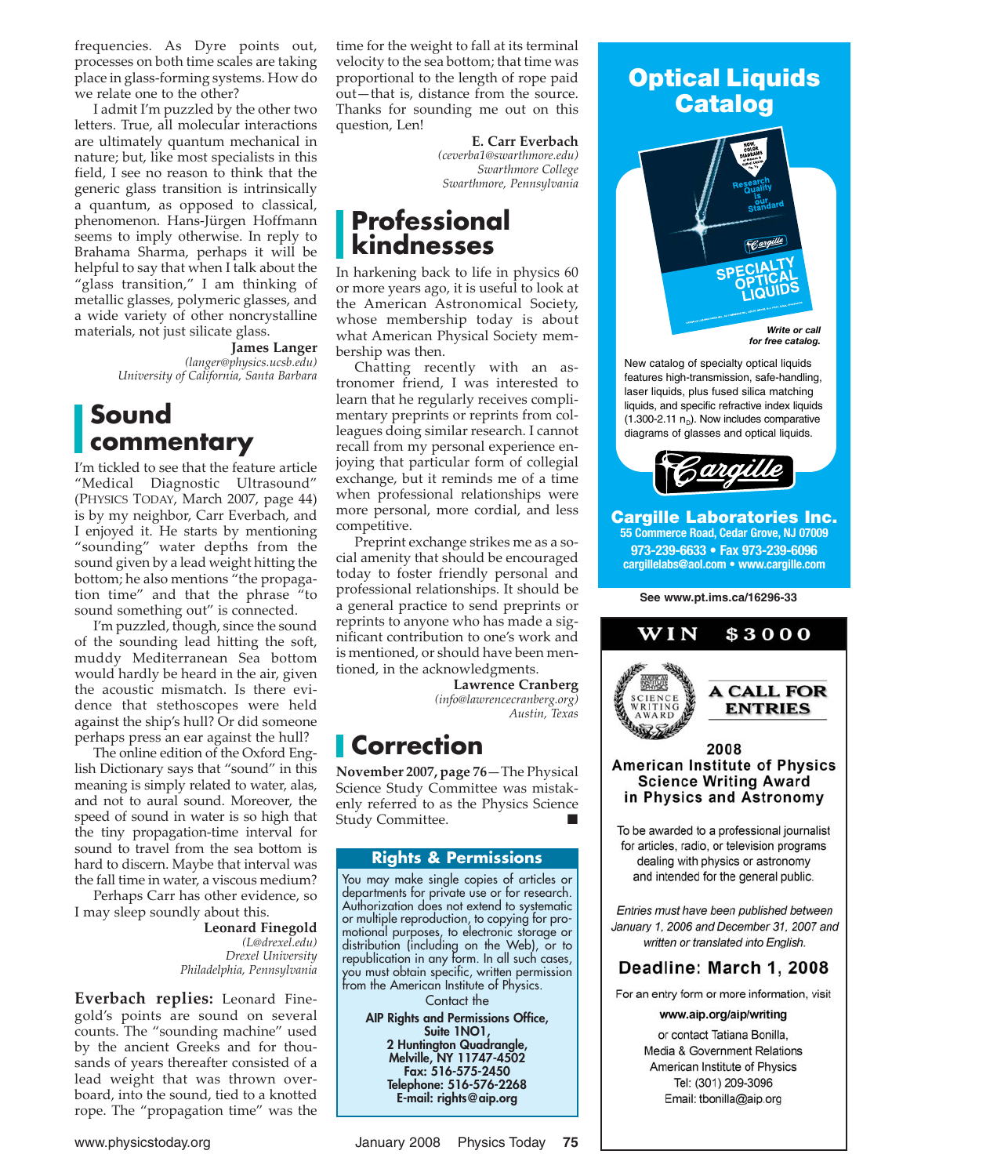frequencies. As Dyre points out, processes on both time scales are taking place in glass-forming systems. How do we relate one to the other?

I admit I'm puzzled by the other two letters. True, all molecular interactions are ultimately quantum mechanical in nature; but, like most specialists in this field, I see no reason to think that the generic glass transition is intrinsically a quantum, as opposed to classical, phenomenon. Hans-Jürgen Hoffmann seems to imply otherwise. In reply to Brahama Sharma, perhaps it will be helpful to say that when I talk about the "glass transition," I am thinking of metallic glasses, polymeric glasses, and a wide variety of other noncrystalline materials, not just silicate glass.

**James Langer**
*(langer@physics.ucsb.edu)*
*University of California, Santa Barbara*

## Sound commentary

I'm tickled to see that the feature article "Medical Diagnostic Ultrasound" (PHYSICS TODAY, March 2007, page 44) is by my neighbor, Carr Everbach, and I enjoyed it. He starts by mentioning "sounding" water depths from the sound given by a lead weight hitting the bottom; he also mentions "the propagation time" and that the phrase "to sound something out" is connected.

I'm puzzled, though, since the sound of the sounding lead hitting the soft, muddy Mediterranean Sea bottom would hardly be heard in the air, given the acoustic mismatch. Is there evidence that stethoscopes were held against the ship's hull? Or did someone perhaps press an ear against the hull?

The online edition of the Oxford English Dictionary says that "sound" in this meaning is simply related to water, alas, and not to aural sound. Moreover, the speed of sound in water is so high that the tiny propagation-time interval for sound to travel from the sea bottom is hard to discern. Maybe that interval was the fall time in water, a viscous medium?

Perhaps Carr has other evidence, so I may sleep soundly about this.

**Leonard Finegold**
*(L@drexel.edu)*
*Drexel University*
*Philadelphia, Pennsylvania*

**Everbach replies:** Leonard Finegold's points are sound on several counts. The "sounding machine" used by the ancient Greeks and for thousands of years thereafter consisted of a lead weight that was thrown overboard, into the sound, tied to a knotted rope. The "propagation time" was the time for the weight to fall at its terminal velocity to the sea bottom; that time was proportional to the length of rope paid out—that is, distance from the source. Thanks for sounding me out on this question, Len!

**E. Carr Everbach**
*(ceverba1@swarthmore.edu)*
*Swarthmore College*
*Swarthmore, Pennsylvania*

## Professional kindnesses

In harkening back to life in physics 60 or more years ago, it is useful to look at the American Astronomical Society, whose membership today is about what American Physical Society membership was then.

Chatting recently with an astronomer friend, I was interested to learn that he regularly receives complimentary preprints or reprints from colleagues doing similar research. I cannot recall from my personal experience enjoying that particular form of collegial exchange, but it reminds me of a time when professional relationships were more personal, more cordial, and less competitive.

Preprint exchange strikes me as a social amenity that should be encouraged today to foster friendly personal and professional relationships. It should be a general practice to send preprints or reprints to anyone who has made a significant contribution to one's work and is mentioned, or should have been mentioned, in the acknowledgments.

**Lawrence Cranberg**
*(info@lawrencecranberg.org)*
*Austin, Texas*

## Correction

**November 2007, page 76**—The Physical Science Study Committee was mistakenly referred to as the Physics Science Study Committee. ■

### Rights & Permissions

You may make single copies of articles or departments for private use or for research. Authorization does not extend to systematic or multiple reproduction, to copying for promotional purposes, to electronic storage or distribution (including on the Web), or to republication in any form. In all such cases, you must obtain specific, written permission from the American Institute of Physics.

Contact the

**AIP Rights and Permissions Office,**
**Suite 1NO1,**
**2 Huntington Quadrangle,**
**Melville, NY 11747-4502**
**Fax: 516-575-2450**
**Telephone: 516-576-2268**
**E-mail: rights@aip.org**

## Optical Liquids Catalog

*Write or call for free catalog.*

New catalog of specialty optical liquids features high-transmission, safe-handling, laser liquids, plus fused silica matching liquids, and specific refractive index liquids (1.300-2.11 $n_D$). Now includes comparative diagrams of glasses and optical liquids.

Cargille

**Cargille Laboratories Inc.**
**55 Commerce Road, Cedar Grove, NJ 07009**
**973-239-6633 • Fax 973-239-6096**
**cargillelabs@aol.com • www.cargille.com**

**See www.pt.ims.ca/16296-33**

**WIN $3000**

**A CALL FOR ENTRIES**

**2008**
**American Institute of Physics Science Writing Award in Physics and Astronomy**

To be awarded to a professional journalist for articles, radio, or television programs dealing with physics or astronomy and intended for the general public.

*Entries must have been published between January 1, 2006 and December 31, 2007 and written or translated into English.*

**Deadline: March 1, 2008**

For an entry form or more information, visit

**www.aip.org/aip/writing**

or contact Tatiana Bonilla,
Media & Government Relations
American Institute of Physics
Tel: (301) 209-3096
Email: tbonilla@aip.org